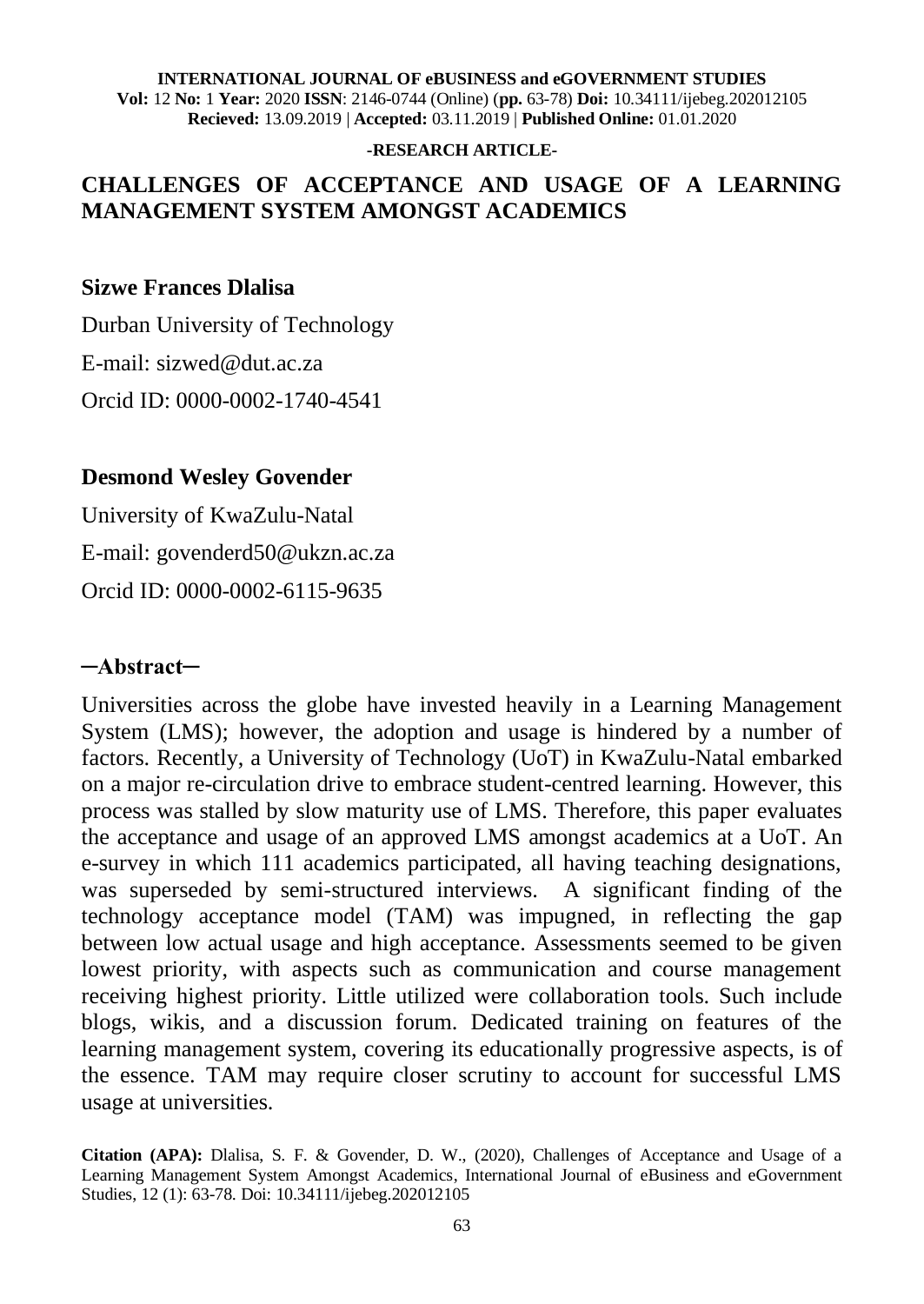**INTERNATIONAL JOURNAL OF eBUSINESS and eGOVERNMENT STUDIES**
**Vol:** 12 **No:** 1 **Year:** 2020 **ISSN**: 2146-0744 (Online) (**pp.** 63-78) **Doi:** 10.34111/ijebeg.202012105
**Recieved:** 13.09.2019 | **Accepted:** 03.11.2019 | **Published Online:** 01.01.2020

**-RESEARCH ARTICLE-**

# CHALLENGES OF ACCEPTANCE AND USAGE OF A LEARNING MANAGEMENT SYSTEM AMONGST ACADEMICS

**Sizwe Frances Dlalisa**

Durban University of Technology

E-mail: sizwed@dut.ac.za

Orcid ID: 0000-0002-1740-4541

**Desmond Wesley Govender**

University of KwaZulu-Natal

E-mail: govenderd50@ukzn.ac.za

Orcid ID: 0000-0002-6115-9635

## ─Abstract─

Universities across the globe have invested heavily in a Learning Management System (LMS); however, the adoption and usage is hindered by a number of factors. Recently, a University of Technology (UoT) in KwaZulu-Natal embarked on a major re-circulation drive to embrace student-centred learning. However, this process was stalled by slow maturity use of LMS. Therefore, this paper evaluates the acceptance and usage of an approved LMS amongst academics at a UoT. An e-survey in which 111 academics participated, all having teaching designations, was superseded by semi-structured interviews. A significant finding of the technology acceptance model (TAM) was impugned, in reflecting the gap between low actual usage and high acceptance. Assessments seemed to be given lowest priority, with aspects such as communication and course management receiving highest priority. Little utilized were collaboration tools. Such include blogs, wikis, and a discussion forum. Dedicated training on features of the learning management system, covering its educationally progressive aspects, is of the essence. TAM may require closer scrutiny to account for successful LMS usage at universities.

**Citation (APA):** Dlalisa, S. F. & Govender, D. W., (2020), Challenges of Acceptance and Usage of a Learning Management System Amongst Academics, International Journal of eBusiness and eGovernment Studies, 12 (1): 63-78. Doi: 10.34111/ijebeg.202012105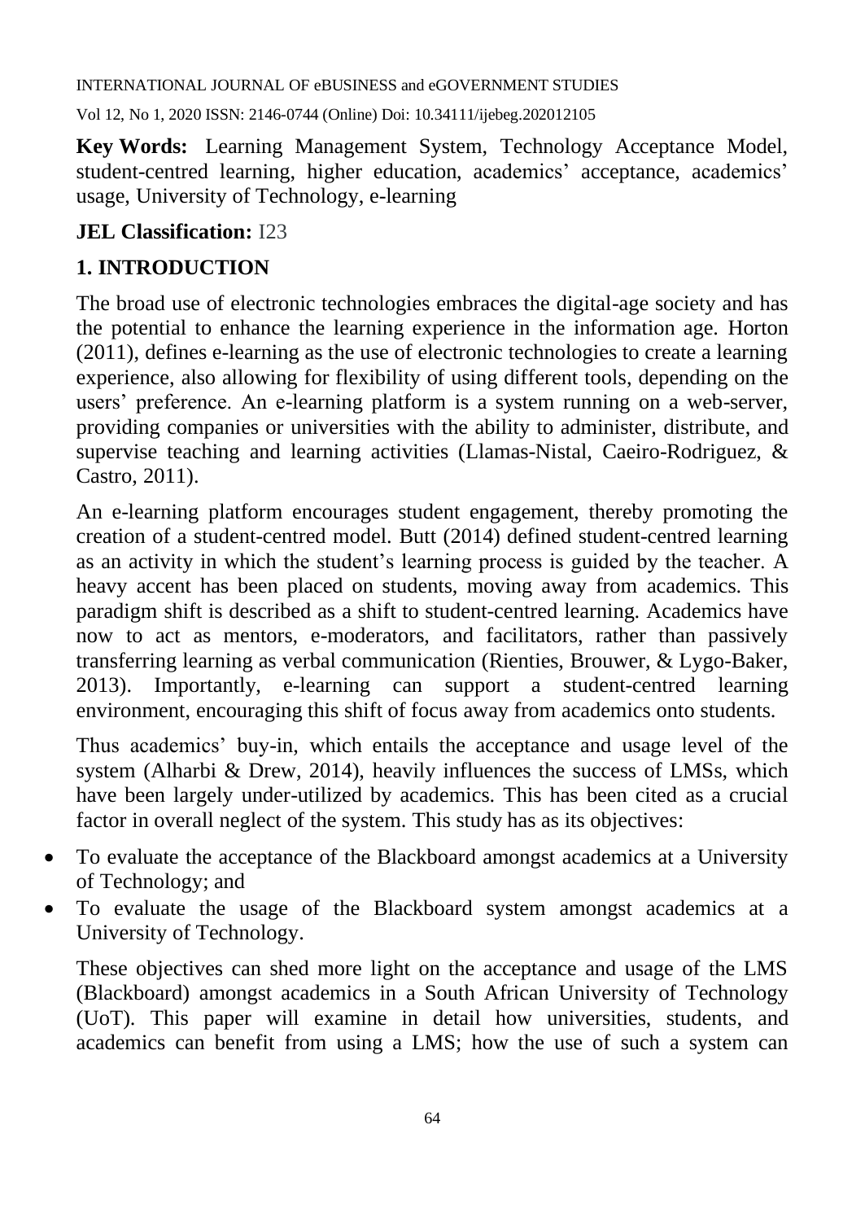**Key Words:** Learning Management System, Technology Acceptance Model, student-centred learning, higher education, academics' acceptance, academics' usage, University of Technology, e-learning

**JEL Classification:** I23

## 1. INTRODUCTION

The broad use of electronic technologies embraces the digital-age society and has the potential to enhance the learning experience in the information age. Horton (2011), defines e-learning as the use of electronic technologies to create a learning experience, also allowing for flexibility of using different tools, depending on the users' preference. An e-learning platform is a system running on a web-server, providing companies or universities with the ability to administer, distribute, and supervise teaching and learning activities (Llamas-Nistal, Caeiro-Rodriguez, & Castro, 2011).

An e-learning platform encourages student engagement, thereby promoting the creation of a student-centred model. Butt (2014) defined student-centred learning as an activity in which the student's learning process is guided by the teacher. A heavy accent has been placed on students, moving away from academics. This paradigm shift is described as a shift to student-centred learning. Academics have now to act as mentors, e-moderators, and facilitators, rather than passively transferring learning as verbal communication (Rienties, Brouwer, & Lygo-Baker, 2013). Importantly, e-learning can support a student-centred learning environment, encouraging this shift of focus away from academics onto students.

Thus academics' buy-in, which entails the acceptance and usage level of the system (Alharbi & Drew, 2014), heavily influences the success of LMSs, which have been largely under-utilized by academics. This has been cited as a crucial factor in overall neglect of the system. This study has as its objectives:

- To evaluate the acceptance of the Blackboard amongst academics at a University of Technology; and
- To evaluate the usage of the Blackboard system amongst academics at a University of Technology.

These objectives can shed more light on the acceptance and usage of the LMS (Blackboard) amongst academics in a South African University of Technology (UoT). This paper will examine in detail how universities, students, and academics can benefit from using a LMS; how the use of such a system can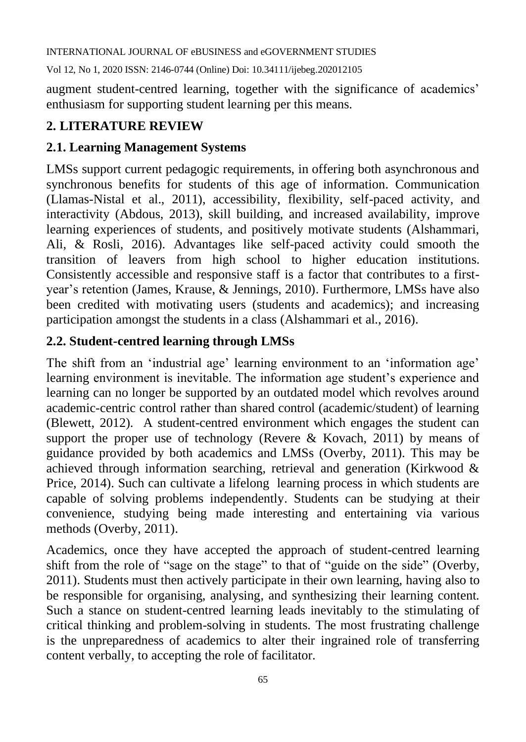augment student-centred learning, together with the significance of academics' enthusiasm for supporting student learning per this means.

## 2. LITERATURE REVIEW

### 2.1. Learning Management Systems

LMSs support current pedagogic requirements, in offering both asynchronous and synchronous benefits for students of this age of information. Communication (Llamas-Nistal et al., 2011), accessibility, flexibility, self-paced activity, and interactivity (Abdous, 2013), skill building, and increased availability, improve learning experiences of students, and positively motivate students (Alshammari, Ali, & Rosli, 2016). Advantages like self-paced activity could smooth the transition of leavers from high school to higher education institutions. Consistently accessible and responsive staff is a factor that contributes to a first-year's retention (James, Krause, & Jennings, 2010). Furthermore, LMSs have also been credited with motivating users (students and academics); and increasing participation amongst the students in a class (Alshammari et al., 2016).

### 2.2. Student-centred learning through LMSs

The shift from an 'industrial age' learning environment to an 'information age' learning environment is inevitable. The information age student's experience and learning can no longer be supported by an outdated model which revolves around academic-centric control rather than shared control (academic/student) of learning (Blewett, 2012). A student-centred environment which engages the student can support the proper use of technology (Revere & Kovach, 2011) by means of guidance provided by both academics and LMSs (Overby, 2011). This may be achieved through information searching, retrieval and generation (Kirkwood & Price, 2014). Such can cultivate a lifelong learning process in which students are capable of solving problems independently. Students can be studying at their convenience, studying being made interesting and entertaining via various methods (Overby, 2011).

Academics, once they have accepted the approach of student-centred learning shift from the role of "sage on the stage" to that of "guide on the side" (Overby, 2011). Students must then actively participate in their own learning, having also to be responsible for organising, analysing, and synthesizing their learning content. Such a stance on student-centred learning leads inevitably to the stimulating of critical thinking and problem-solving in students. The most frustrating challenge is the unpreparedness of academics to alter their ingrained role of transferring content verbally, to accepting the role of facilitator.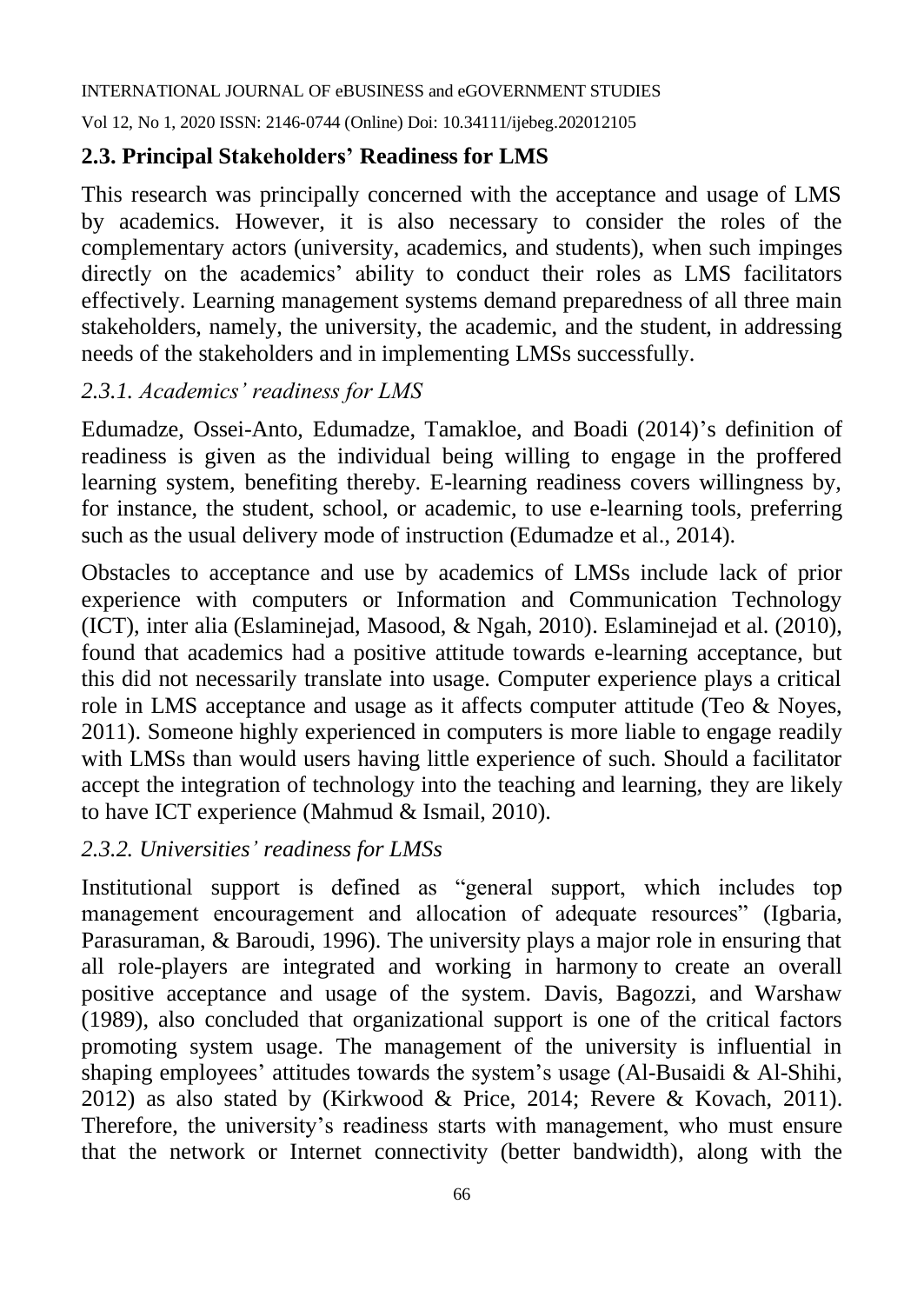## 2.3. Principal Stakeholders' Readiness for LMS

This research was principally concerned with the acceptance and usage of LMS by academics. However, it is also necessary to consider the roles of the complementary actors (university, academics, and students), when such impinges directly on the academics' ability to conduct their roles as LMS facilitators effectively. Learning management systems demand preparedness of all three main stakeholders, namely, the university, the academic, and the student, in addressing needs of the stakeholders and in implementing LMSs successfully.

### *2.3.1. Academics' readiness for LMS*

Edumadze, Ossei-Anto, Edumadze, Tamakloe, and Boadi (2014)'s definition of readiness is given as the individual being willing to engage in the proffered learning system, benefiting thereby. E-learning readiness covers willingness by, for instance, the student, school, or academic, to use e-learning tools, preferring such as the usual delivery mode of instruction (Edumadze et al., 2014).

Obstacles to acceptance and use by academics of LMSs include lack of prior experience with computers or Information and Communication Technology (ICT), inter alia (Eslaminejad, Masood, & Ngah, 2010). Eslaminejad et al. (2010), found that academics had a positive attitude towards e-learning acceptance, but this did not necessarily translate into usage. Computer experience plays a critical role in LMS acceptance and usage as it affects computer attitude (Teo & Noyes, 2011). Someone highly experienced in computers is more liable to engage readily with LMSs than would users having little experience of such. Should a facilitator accept the integration of technology into the teaching and learning, they are likely to have ICT experience (Mahmud & Ismail, 2010).

### *2.3.2. Universities' readiness for LMSs*

Institutional support is defined as "general support, which includes top management encouragement and allocation of adequate resources" (Igbaria, Parasuraman, & Baroudi, 1996). The university plays a major role in ensuring that all role-players are integrated and working in harmony to create an overall positive acceptance and usage of the system. Davis, Bagozzi, and Warshaw (1989), also concluded that organizational support is one of the critical factors promoting system usage. The management of the university is influential in shaping employees' attitudes towards the system's usage (Al-Busaidi & Al-Shihi, 2012) as also stated by (Kirkwood & Price, 2014; Revere & Kovach, 2011). Therefore, the university's readiness starts with management, who must ensure that the network or Internet connectivity (better bandwidth), along with the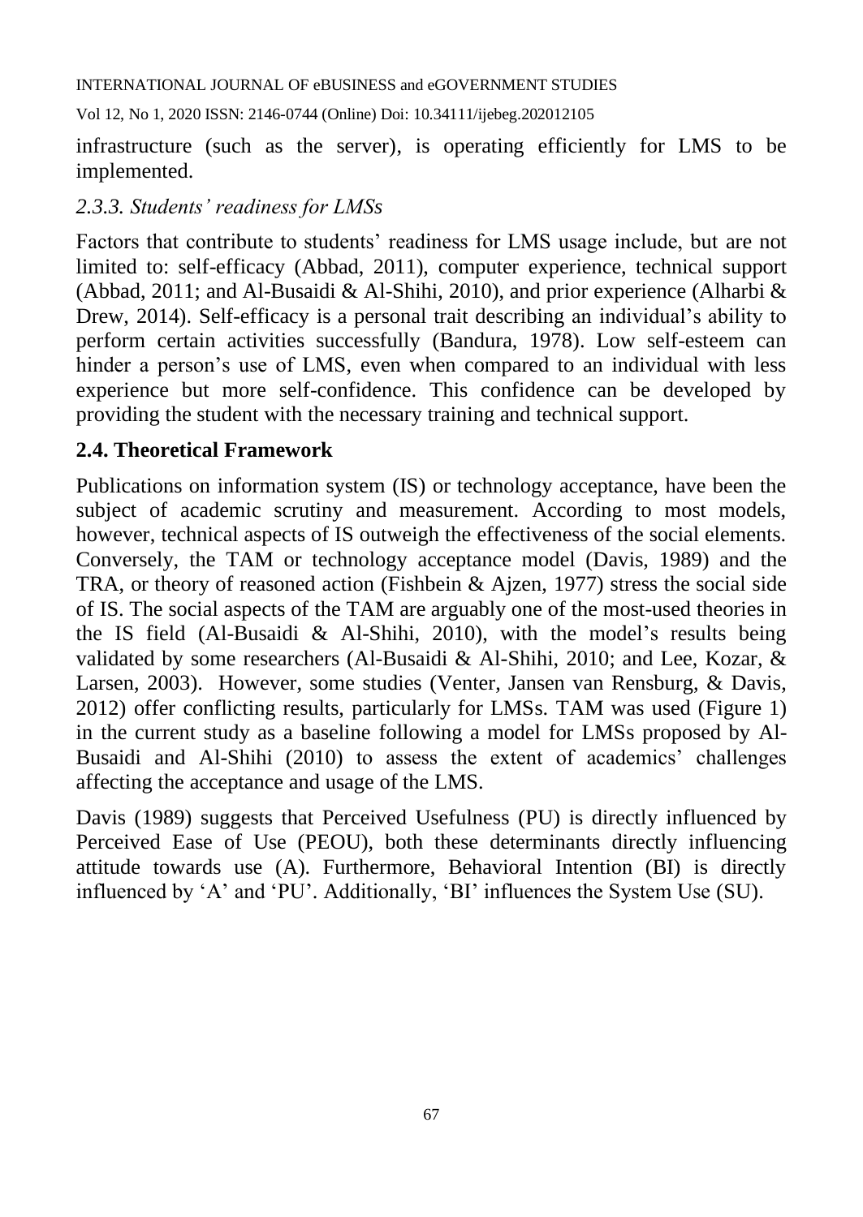infrastructure (such as the server), is operating efficiently for LMS to be implemented.

### *2.3.3. Students' readiness for LMSs*

Factors that contribute to students' readiness for LMS usage include, but are not limited to: self-efficacy (Abbad, 2011), computer experience, technical support (Abbad, 2011; and Al-Busaidi & Al-Shihi, 2010), and prior experience (Alharbi & Drew, 2014). Self-efficacy is a personal trait describing an individual's ability to perform certain activities successfully (Bandura, 1978). Low self-esteem can hinder a person's use of LMS, even when compared to an individual with less experience but more self-confidence. This confidence can be developed by providing the student with the necessary training and technical support.

## **2.4. Theoretical Framework**

Publications on information system (IS) or technology acceptance, have been the subject of academic scrutiny and measurement. According to most models, however, technical aspects of IS outweigh the effectiveness of the social elements. Conversely, the TAM or technology acceptance model (Davis, 1989) and the TRA, or theory of reasoned action (Fishbein & Ajzen, 1977) stress the social side of IS. The social aspects of the TAM are arguably one of the most-used theories in the IS field (Al-Busaidi & Al-Shihi, 2010), with the model's results being validated by some researchers (Al-Busaidi & Al-Shihi, 2010; and Lee, Kozar, & Larsen, 2003). However, some studies (Venter, Jansen van Rensburg, & Davis, 2012) offer conflicting results, particularly for LMSs. TAM was used (Figure 1) in the current study as a baseline following a model for LMSs proposed by Al-Busaidi and Al-Shihi (2010) to assess the extent of academics' challenges affecting the acceptance and usage of the LMS.

Davis (1989) suggests that Perceived Usefulness (PU) is directly influenced by Perceived Ease of Use (PEOU), both these determinants directly influencing attitude towards use (A). Furthermore, Behavioral Intention (BI) is directly influenced by 'A' and 'PU'. Additionally, 'BI' influences the System Use (SU).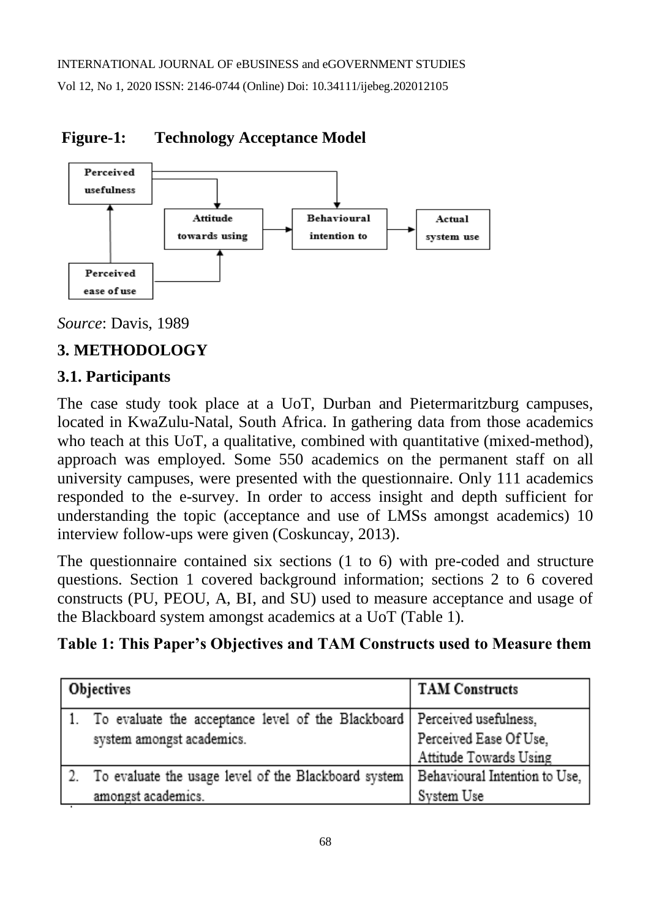**Figure-1: Technology Acceptance Model**

*Source*: Davis, 1989

## 3. METHODOLOGY

### 3.1. Participants

The case study took place at a UoT, Durban and Pietermaritzburg campuses, located in KwaZulu-Natal, South Africa. In gathering data from those academics who teach at this UoT, a qualitative, combined with quantitative (mixed-method), approach was employed. Some 550 academics on the permanent staff on all university campuses, were presented with the questionnaire. Only 111 academics responded to the e-survey. In order to access insight and depth sufficient for understanding the topic (acceptance and use of LMSs amongst academics) 10 interview follow-ups were given (Coskuncay, 2013).

The questionnaire contained six sections (1 to 6) with pre-coded and structure questions. Section 1 covered background information; sections 2 to 6 covered constructs (PU, PEOU, A, BI, and SU) used to measure acceptance and usage of the Blackboard system amongst academics at a UoT (Table 1).

**Table 1: This Paper's Objectives and TAM Constructs used to Measure them**

| Objectives | TAM Constructs |
|---|---|
| 1. To evaluate the acceptance level of the Blackboard system amongst academics. | Perceived usefulness, Perceived Ease Of Use, Attitude Towards Using |
| 2. To evaluate the usage level of the Blackboard system amongst academics. | Behavioural Intention to Use, System Use |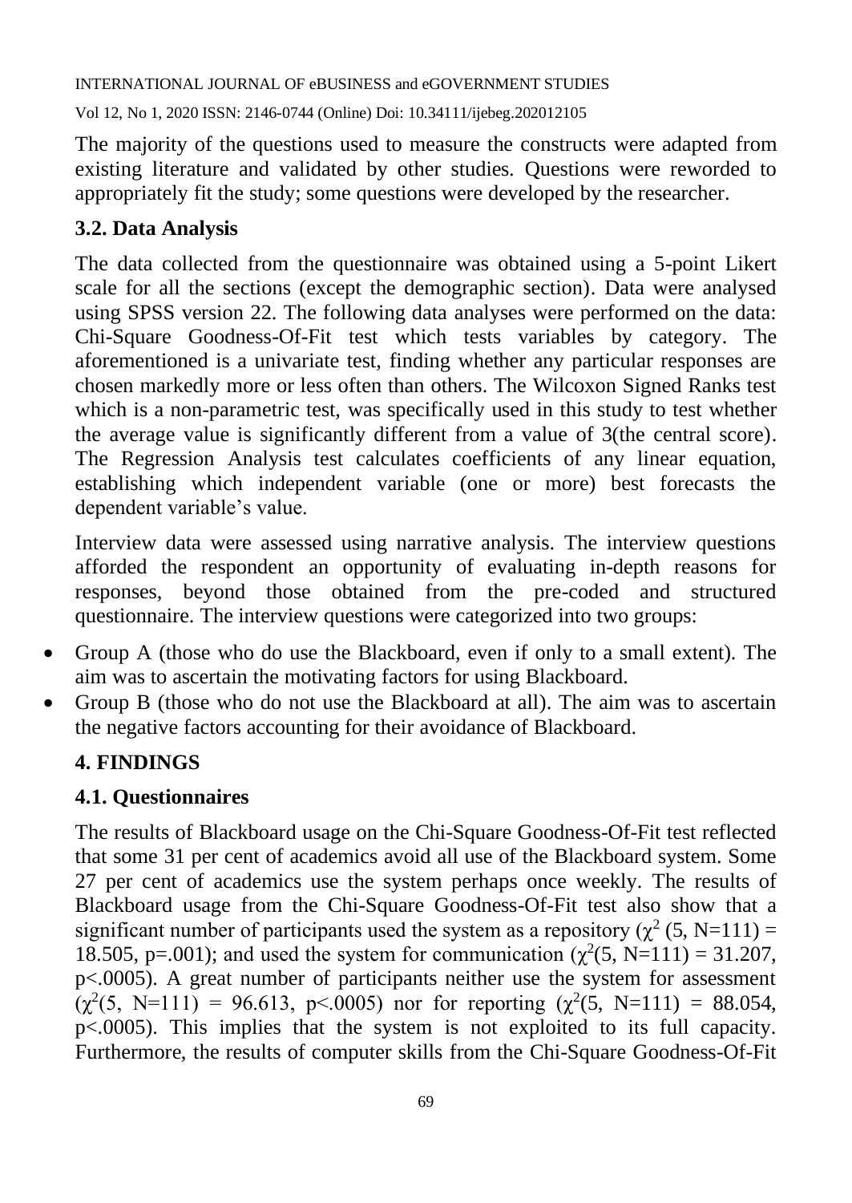The majority of the questions used to measure the constructs were adapted from existing literature and validated by other studies. Questions were reworded to appropriately fit the study; some questions were developed by the researcher.

### 3.2. Data Analysis

The data collected from the questionnaire was obtained using a 5-point Likert scale for all the sections (except the demographic section). Data were analysed using SPSS version 22. The following data analyses were performed on the data: Chi-Square Goodness-Of-Fit test which tests variables by category. The aforementioned is a univariate test, finding whether any particular responses are chosen markedly more or less often than others. The Wilcoxon Signed Ranks test which is a non-parametric test, was specifically used in this study to test whether the average value is significantly different from a value of 3(the central score). The Regression Analysis test calculates coefficients of any linear equation, establishing which independent variable (one or more) best forecasts the dependent variable's value.

Interview data were assessed using narrative analysis. The interview questions afforded the respondent an opportunity of evaluating in-depth reasons for responses, beyond those obtained from the pre-coded and structured questionnaire. The interview questions were categorized into two groups:

- Group A (those who do use the Blackboard, even if only to a small extent). The aim was to ascertain the motivating factors for using Blackboard.
- Group B (those who do not use the Blackboard at all). The aim was to ascertain the negative factors accounting for their avoidance of Blackboard.

## 4. FINDINGS

### 4.1. Questionnaires

The results of Blackboard usage on the Chi-Square Goodness-Of-Fit test reflected that some 31 per cent of academics avoid all use of the Blackboard system. Some 27 per cent of academics use the system perhaps once weekly. The results of Blackboard usage from the Chi-Square Goodness-Of-Fit test also show that a significant number of participants used the system as a repository ($\chi^2$ (5, N=111) = 18.505, p=.001); and used the system for communication ($\chi^2$(5, N=111) = 31.207, p<.0005). A great number of participants neither use the system for assessment ($\chi^2$(5, N=111) = 96.613, p<.0005) nor for reporting ($\chi^2$(5, N=111) = 88.054, p<.0005). This implies that the system is not exploited to its full capacity. Furthermore, the results of computer skills from the Chi-Square Goodness-Of-Fit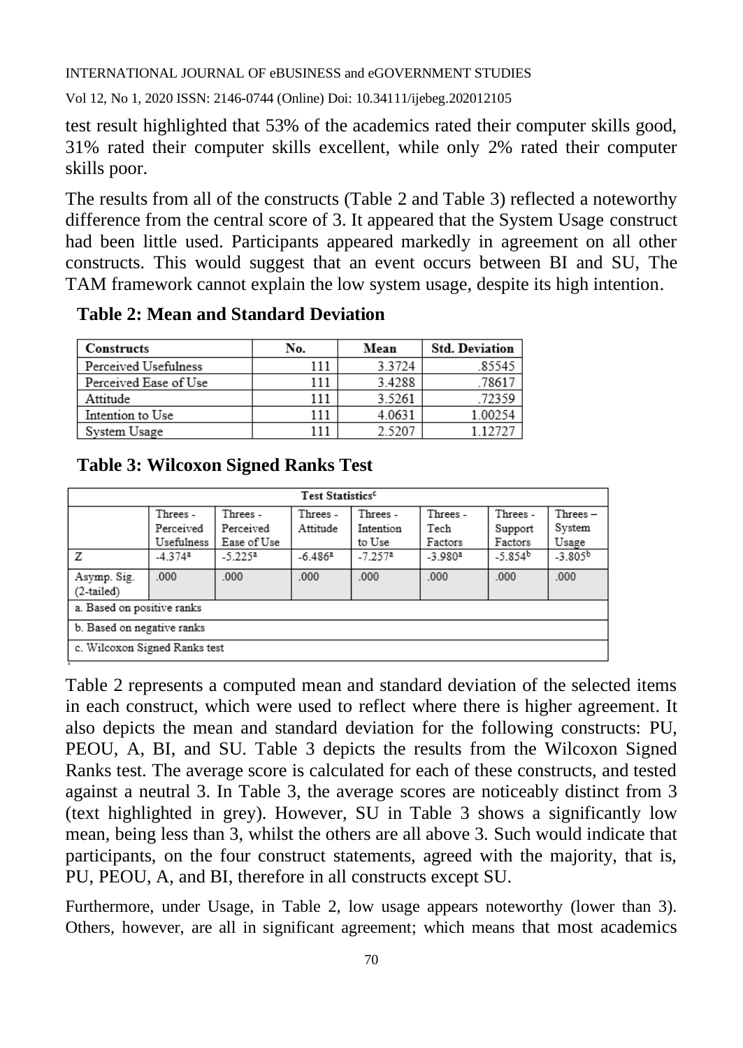test result highlighted that 53% of the academics rated their computer skills good, 31% rated their computer skills excellent, while only 2% rated their computer skills poor.

The results from all of the constructs (Table 2 and Table 3) reflected a noteworthy difference from the central score of 3. It appeared that the System Usage construct had been little used. Participants appeared markedly in agreement on all other constructs. This would suggest that an event occurs between BI and SU, The TAM framework cannot explain the low system usage, despite its high intention.

**Table 2: Mean and Standard Deviation**

| Constructs | No. | Mean | Std. Deviation |
|---|---|---|---|
| Perceived Usefulness | 111 | 3.3724 | .85545 |
| Perceived Ease of Use | 111 | 3.4288 | .78617 |
| Attitude | 111 | 3.5261 | .72359 |
| Intention to Use | 111 | 4.0631 | 1.00254 |
| System Usage | 111 | 2.5207 | 1.12727 |

**Table 3: Wilcoxon Signed Ranks Test**

| Test Statistics[c] | | | | | | | |
|---|---|---|---|---|---|---|---|
| | Threes - Perceived Usefulness | Threes - Perceived Ease of Use | Threes - Attitude | Threes - Intention to Use | Threes - Tech Factors | Threes - Support Factors | Threes – System Usage |
| Z | -4.374[a] | -5.225[a] | -6.486[a] | -7.257[a] | -3.980[a] | -5.854[b] | -3.805[b] |
| Asymp. Sig. (2-tailed) | .000 | .000 | .000 | .000 | .000 | .000 | .000 |
| a. Based on positive ranks | | | | | | | |
| b. Based on negative ranks | | | | | | | |
| c. Wilcoxon Signed Ranks test | | | | | | | |

Table 2 represents a computed mean and standard deviation of the selected items in each construct, which were used to reflect where there is higher agreement. It also depicts the mean and standard deviation for the following constructs: PU, PEOU, A, BI, and SU. Table 3 depicts the results from the Wilcoxon Signed Ranks test. The average score is calculated for each of these constructs, and tested against a neutral 3. In Table 3, the average scores are noticeably distinct from 3 (text highlighted in grey). However, SU in Table 3 shows a significantly low mean, being less than 3, whilst the others are all above 3. Such would indicate that participants, on the four construct statements, agreed with the majority, that is, PU, PEOU, A, and BI, therefore in all constructs except SU.

Furthermore, under Usage, in Table 2, low usage appears noteworthy (lower than 3). Others, however, are all in significant agreement; which means that most academics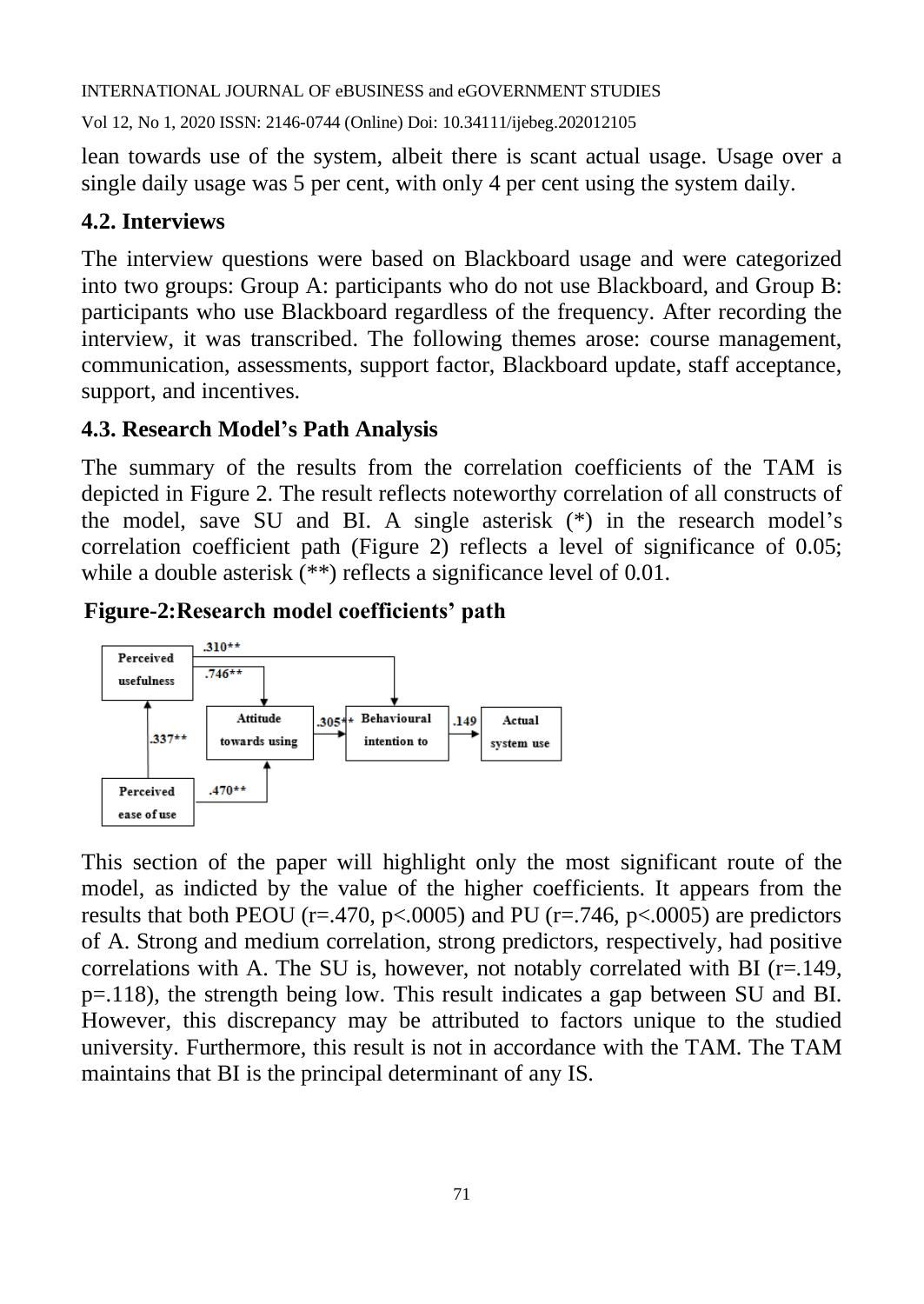lean towards use of the system, albeit there is scant actual usage. Usage over a single daily usage was 5 per cent, with only 4 per cent using the system daily.

### 4.2. Interviews

The interview questions were based on Blackboard usage and were categorized into two groups: Group A: participants who do not use Blackboard, and Group B: participants who use Blackboard regardless of the frequency. After recording the interview, it was transcribed. The following themes arose: course management, communication, assessments, support factor, Blackboard update, staff acceptance, support, and incentives.

### 4.3. Research Model's Path Analysis

The summary of the results from the correlation coefficients of the TAM is depicted in Figure 2. The result reflects noteworthy correlation of all constructs of the model, save SU and BI. A single asterisk (*) in the research model's correlation coefficient path (Figure 2) reflects a level of significance of 0.05; while a double asterisk (**) reflects a significance level of 0.01.

**Figure-2:Research model coefficients' path**

This section of the paper will highlight only the most significant route of the model, as indicted by the value of the higher coefficients. It appears from the results that both PEOU ($r=.470$, $p<.0005$) and PU ($r=.746$, $p<.0005$) are predictors of A. Strong and medium correlation, strong predictors, respectively, had positive correlations with A. The SU is, however, not notably correlated with BI ($r=.149$, $p=.118$), the strength being low. This result indicates a gap between SU and BI. However, this discrepancy may be attributed to factors unique to the studied university. Furthermore, this result is not in accordance with the TAM. The TAM maintains that BI is the principal determinant of any IS.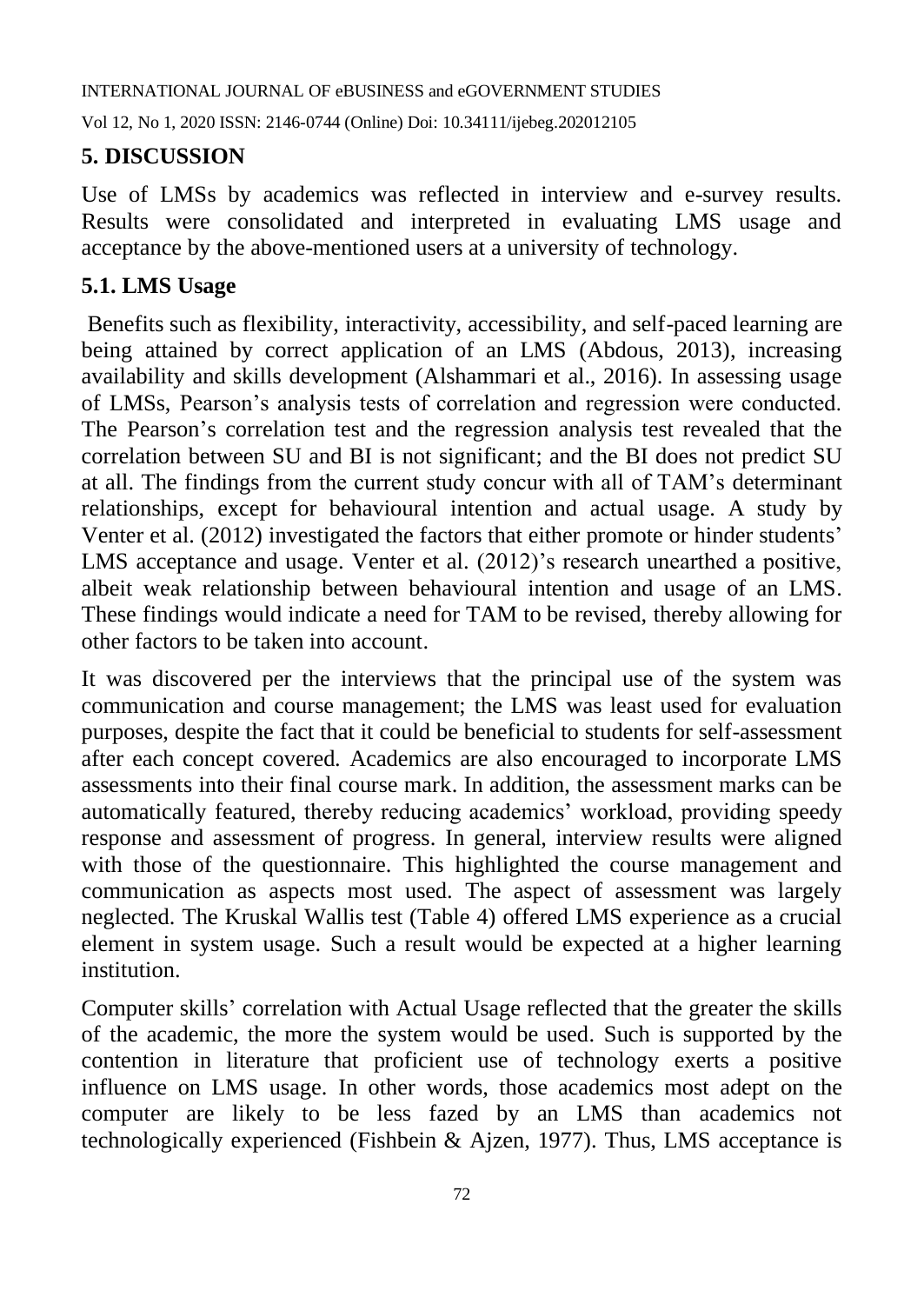## 5. DISCUSSION

Use of LMSs by academics was reflected in interview and e-survey results. Results were consolidated and interpreted in evaluating LMS usage and acceptance by the above-mentioned users at a university of technology.

### 5.1. LMS Usage

Benefits such as flexibility, interactivity, accessibility, and self-paced learning are being attained by correct application of an LMS (Abdous, 2013), increasing availability and skills development (Alshammari et al., 2016). In assessing usage of LMSs, Pearson's analysis tests of correlation and regression were conducted. The Pearson's correlation test and the regression analysis test revealed that the correlation between SU and BI is not significant; and the BI does not predict SU at all. The findings from the current study concur with all of TAM's determinant relationships, except for behavioural intention and actual usage. A study by Venter et al. (2012) investigated the factors that either promote or hinder students' LMS acceptance and usage. Venter et al. (2012)'s research unearthed a positive, albeit weak relationship between behavioural intention and usage of an LMS. These findings would indicate a need for TAM to be revised, thereby allowing for other factors to be taken into account.

It was discovered per the interviews that the principal use of the system was communication and course management; the LMS was least used for evaluation purposes, despite the fact that it could be beneficial to students for self-assessment after each concept covered. Academics are also encouraged to incorporate LMS assessments into their final course mark. In addition, the assessment marks can be automatically featured, thereby reducing academics' workload, providing speedy response and assessment of progress. In general, interview results were aligned with those of the questionnaire. This highlighted the course management and communication as aspects most used. The aspect of assessment was largely neglected. The Kruskal Wallis test (Table 4) offered LMS experience as a crucial element in system usage. Such a result would be expected at a higher learning institution.

Computer skills' correlation with Actual Usage reflected that the greater the skills of the academic, the more the system would be used. Such is supported by the contention in literature that proficient use of technology exerts a positive influence on LMS usage. In other words, those academics most adept on the computer are likely to be less fazed by an LMS than academics not technologically experienced (Fishbein & Ajzen, 1977). Thus, LMS acceptance is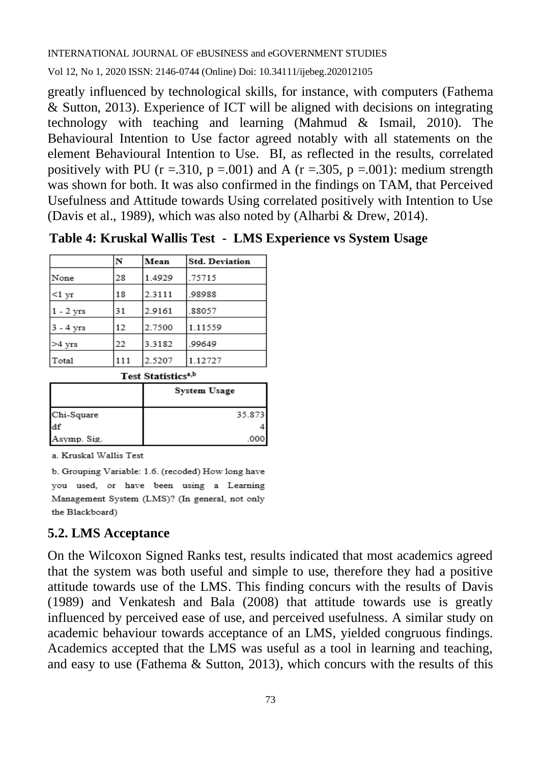greatly influenced by technological skills, for instance, with computers (Fathema & Sutton, 2013). Experience of ICT will be aligned with decisions on integrating technology with teaching and learning (Mahmud & Ismail, 2010). The Behavioural Intention to Use factor agreed notably with all statements on the element Behavioural Intention to Use. BI, as reflected in the results, correlated positively with PU ($r = .310$, $p = .001$) and A ($r = .305$, $p = .001$): medium strength was shown for both. It was also confirmed in the findings on TAM, that Perceived Usefulness and Attitude towards Using correlated positively with Intention to Use (Davis et al., 1989), which was also noted by (Alharbi & Drew, 2014).

**Table 4: Kruskal Wallis Test - LMS Experience vs System Usage**

| | N | Mean | Std. Deviation |
|---|---|---|---|
| None | 28 | 1.4929 | .75715 |
| <1 yr | 18 | 2.3111 | .98988 |
| 1 - 2 yrs | 31 | 2.9161 | .88057 |
| 3 - 4 yrs | 12 | 2.7500 | 1.11559 |
| >4 yrs | 22 | 3.3182 | .99649 |
| Total | 111 | 2.5207 | 1.12727 |

**Test Statistics[a,b]**

| | System Usage |
|---|---|
| Chi-Square | 35.873 |
| df | 4 |
| Asymp. Sig. | .000 |

a. Kruskal Wallis Test

b. Grouping Variable: 1.6. (recoded) How long have you used, or have been using a Learning Management System (LMS)? (In general, not only the Blackboard)

## 5.2. LMS Acceptance

On the Wilcoxon Signed Ranks test, results indicated that most academics agreed that the system was both useful and simple to use, therefore they had a positive attitude towards use of the LMS. This finding concurs with the results of Davis (1989) and Venkatesh and Bala (2008) that attitude towards use is greatly influenced by perceived ease of use, and perceived usefulness. A similar study on academic behaviour towards acceptance of an LMS, yielded congruous findings. Academics accepted that the LMS was useful as a tool in learning and teaching, and easy to use (Fathema & Sutton, 2013), which concurs with the results of this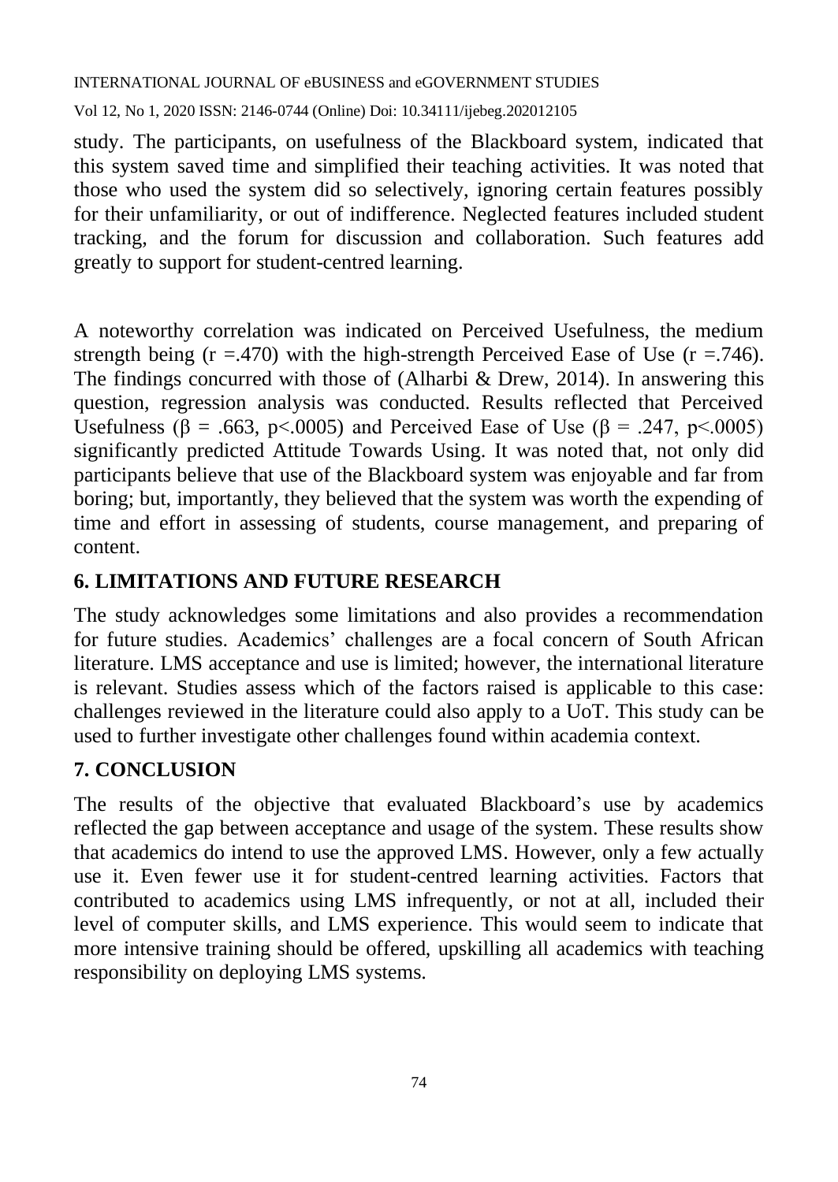study. The participants, on usefulness of the Blackboard system, indicated that this system saved time and simplified their teaching activities. It was noted that those who used the system did so selectively, ignoring certain features possibly for their unfamiliarity, or out of indifference. Neglected features included student tracking, and the forum for discussion and collaboration. Such features add greatly to support for student-centred learning.

A noteworthy correlation was indicated on Perceived Usefulness, the medium strength being ($r = .470$) with the high-strength Perceived Ease of Use ($r = .746$). The findings concurred with those of (Alharbi & Drew, 2014). In answering this question, regression analysis was conducted. Results reflected that Perceived Usefulness ($\beta = .663$, $p < .0005$) and Perceived Ease of Use ($\beta = .247$, $p < .0005$) significantly predicted Attitude Towards Using. It was noted that, not only did participants believe that use of the Blackboard system was enjoyable and far from boring; but, importantly, they believed that the system was worth the expending of time and effort in assessing of students, course management, and preparing of content.

## 6. LIMITATIONS AND FUTURE RESEARCH

The study acknowledges some limitations and also provides a recommendation for future studies. Academics' challenges are a focal concern of South African literature. LMS acceptance and use is limited; however, the international literature is relevant. Studies assess which of the factors raised is applicable to this case: challenges reviewed in the literature could also apply to a UoT. This study can be used to further investigate other challenges found within academia context.

## 7. CONCLUSION

The results of the objective that evaluated Blackboard's use by academics reflected the gap between acceptance and usage of the system. These results show that academics do intend to use the approved LMS. However, only a few actually use it. Even fewer use it for student-centred learning activities. Factors that contributed to academics using LMS infrequently, or not at all, included their level of computer skills, and LMS experience. This would seem to indicate that more intensive training should be offered, upskilling all academics with teaching responsibility on deploying LMS systems.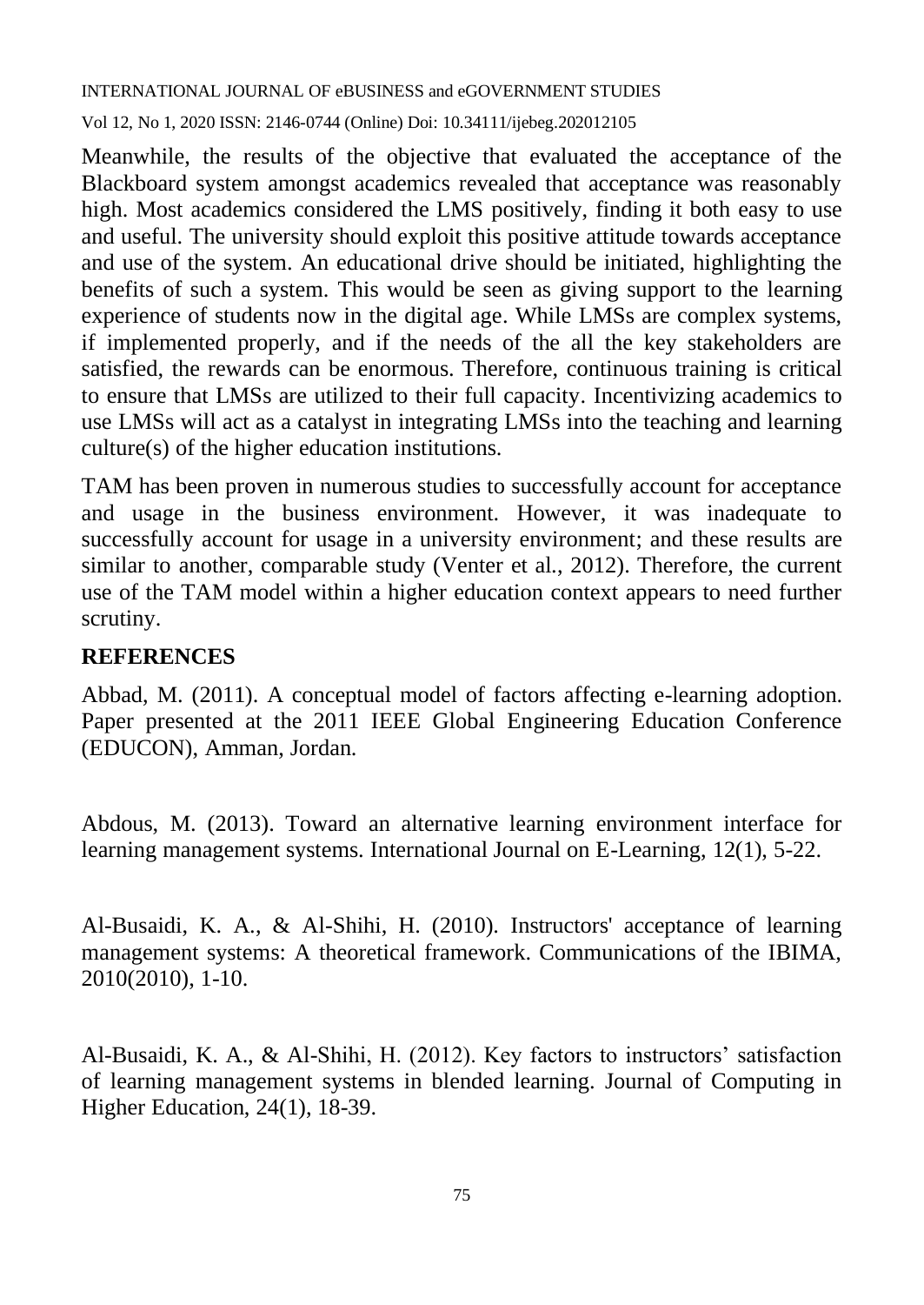Meanwhile, the results of the objective that evaluated the acceptance of the Blackboard system amongst academics revealed that acceptance was reasonably high. Most academics considered the LMS positively, finding it both easy to use and useful. The university should exploit this positive attitude towards acceptance and use of the system. An educational drive should be initiated, highlighting the benefits of such a system. This would be seen as giving support to the learning experience of students now in the digital age. While LMSs are complex systems, if implemented properly, and if the needs of the all the key stakeholders are satisfied, the rewards can be enormous. Therefore, continuous training is critical to ensure that LMSs are utilized to their full capacity. Incentivizing academics to use LMSs will act as a catalyst in integrating LMSs into the teaching and learning culture(s) of the higher education institutions.

TAM has been proven in numerous studies to successfully account for acceptance and usage in the business environment. However, it was inadequate to successfully account for usage in a university environment; and these results are similar to another, comparable study (Venter et al., 2012). Therefore, the current use of the TAM model within a higher education context appears to need further scrutiny.

## REFERENCES

Abbad, M. (2011). A conceptual model of factors affecting e-learning adoption. Paper presented at the 2011 IEEE Global Engineering Education Conference (EDUCON), Amman, Jordan.

Abdous, M. (2013). Toward an alternative learning environment interface for learning management systems. International Journal on E-Learning, 12(1), 5-22.

Al-Busaidi, K. A., & Al-Shihi, H. (2010). Instructors' acceptance of learning management systems: A theoretical framework. Communications of the IBIMA, 2010(2010), 1-10.

Al-Busaidi, K. A., & Al-Shihi, H. (2012). Key factors to instructors' satisfaction of learning management systems in blended learning. Journal of Computing in Higher Education, 24(1), 18-39.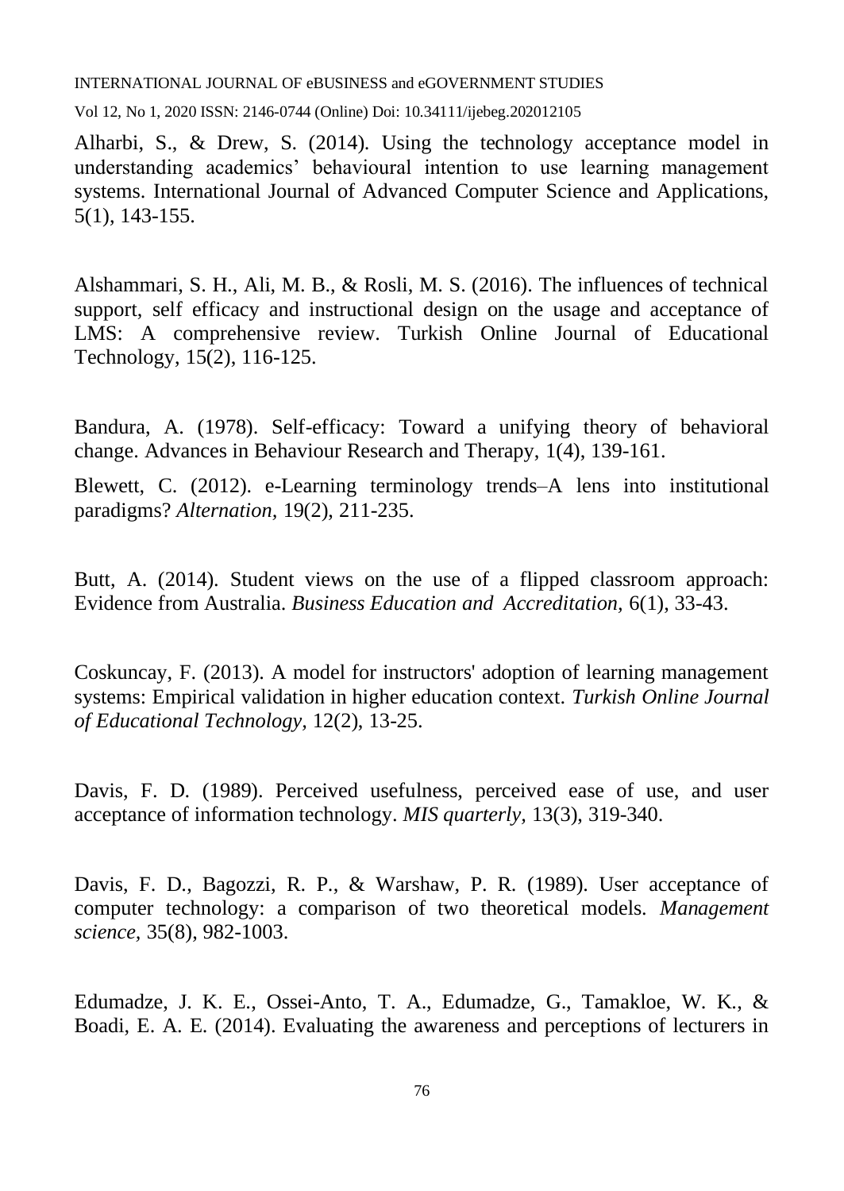Alharbi, S., & Drew, S. (2014). Using the technology acceptance model in understanding academics' behavioural intention to use learning management systems. International Journal of Advanced Computer Science and Applications, 5(1), 143-155.

Alshammari, S. H., Ali, M. B., & Rosli, M. S. (2016). The influences of technical support, self efficacy and instructional design on the usage and acceptance of LMS: A comprehensive review. Turkish Online Journal of Educational Technology, 15(2), 116-125.

Bandura, A. (1978). Self-efficacy: Toward a unifying theory of behavioral change. Advances in Behaviour Research and Therapy, 1(4), 139-161.

Blewett, C. (2012). e-Learning terminology trends–A lens into institutional paradigms? *Alternation*, 19(2), 211-235.

Butt, A. (2014). Student views on the use of a flipped classroom approach: Evidence from Australia. *Business Education and Accreditation*, 6(1), 33-43.

Coskuncay, F. (2013). A model for instructors' adoption of learning management systems: Empirical validation in higher education context. *Turkish Online Journal of Educational Technology*, 12(2), 13-25.

Davis, F. D. (1989). Perceived usefulness, perceived ease of use, and user acceptance of information technology. *MIS quarterly*, 13(3), 319-340.

Davis, F. D., Bagozzi, R. P., & Warshaw, P. R. (1989). User acceptance of computer technology: a comparison of two theoretical models. *Management science*, 35(8), 982-1003.

Edumadze, J. K. E., Ossei-Anto, T. A., Edumadze, G., Tamakloe, W. K., & Boadi, E. A. E. (2014). Evaluating the awareness and perceptions of lecturers in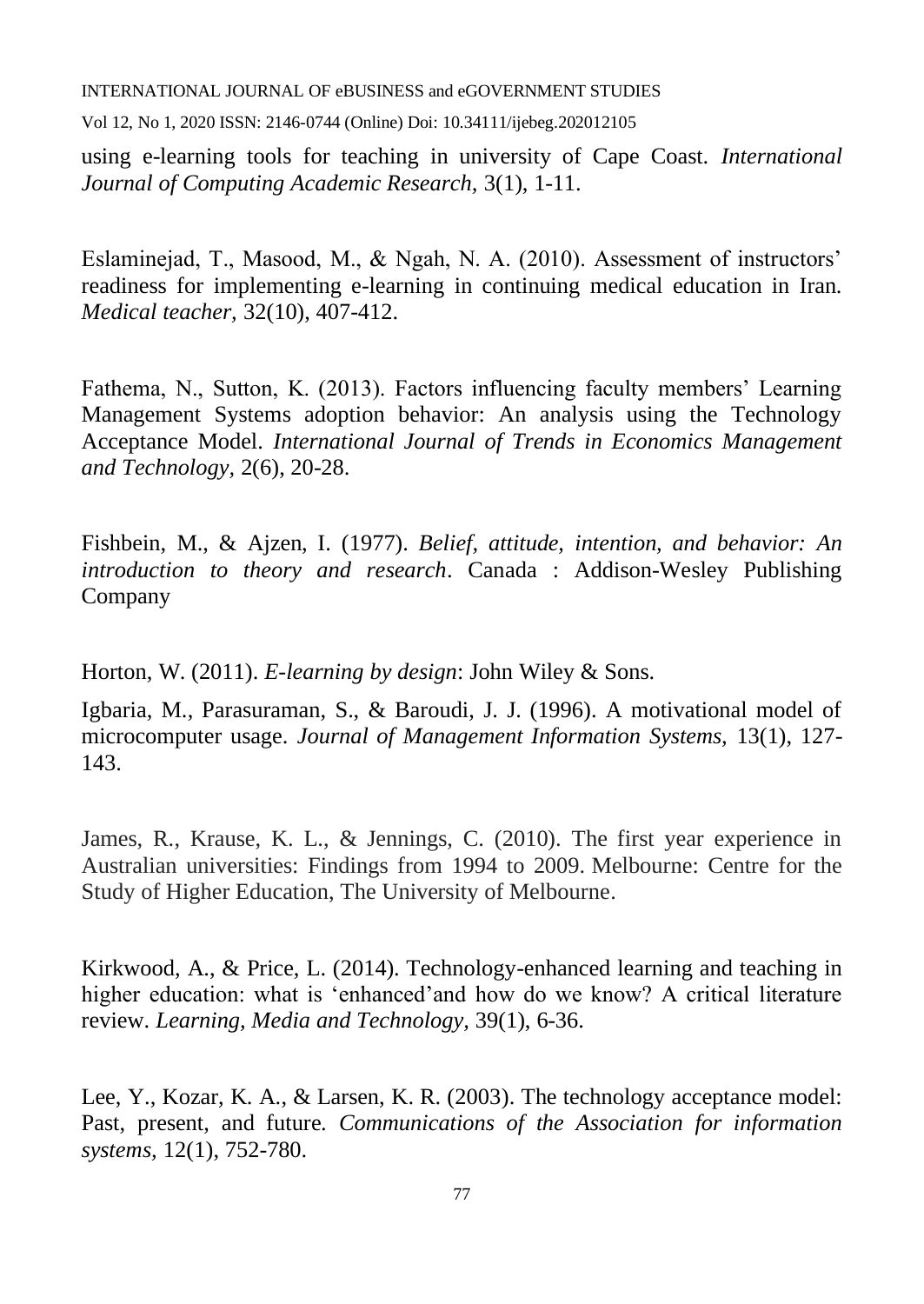using e-learning tools for teaching in university of Cape Coast. *International Journal of Computing Academic Research,* 3(1), 1-11.

Eslaminejad, T., Masood, M., & Ngah, N. A. (2010). Assessment of instructors' readiness for implementing e-learning in continuing medical education in Iran. *Medical teacher,* 32(10), 407-412.

Fathema, N., Sutton, K. (2013). Factors influencing faculty members' Learning Management Systems adoption behavior: An analysis using the Technology Acceptance Model. *International Journal of Trends in Economics Management and Technology,* 2(6), 20-28.

Fishbein, M., & Ajzen, I. (1977). *Belief, attitude, intention, and behavior: An introduction to theory and research*. Canada : Addison-Wesley Publishing Company

Horton, W. (2011). *E-learning by design*: John Wiley & Sons.

Igbaria, M., Parasuraman, S., & Baroudi, J. J. (1996). A motivational model of microcomputer usage. *Journal of Management Information Systems,* 13(1), 127-143.

James, R., Krause, K. L., & Jennings, C. (2010). The first year experience in Australian universities: Findings from 1994 to 2009. Melbourne: Centre for the Study of Higher Education, The University of Melbourne.

Kirkwood, A., & Price, L. (2014). Technology-enhanced learning and teaching in higher education: what is 'enhanced'and how do we know? A critical literature review. *Learning, Media and Technology,* 39(1), 6-36.

Lee, Y., Kozar, K. A., & Larsen, K. R. (2003). The technology acceptance model: Past, present, and future. *Communications of the Association for information systems,* 12(1), 752-780.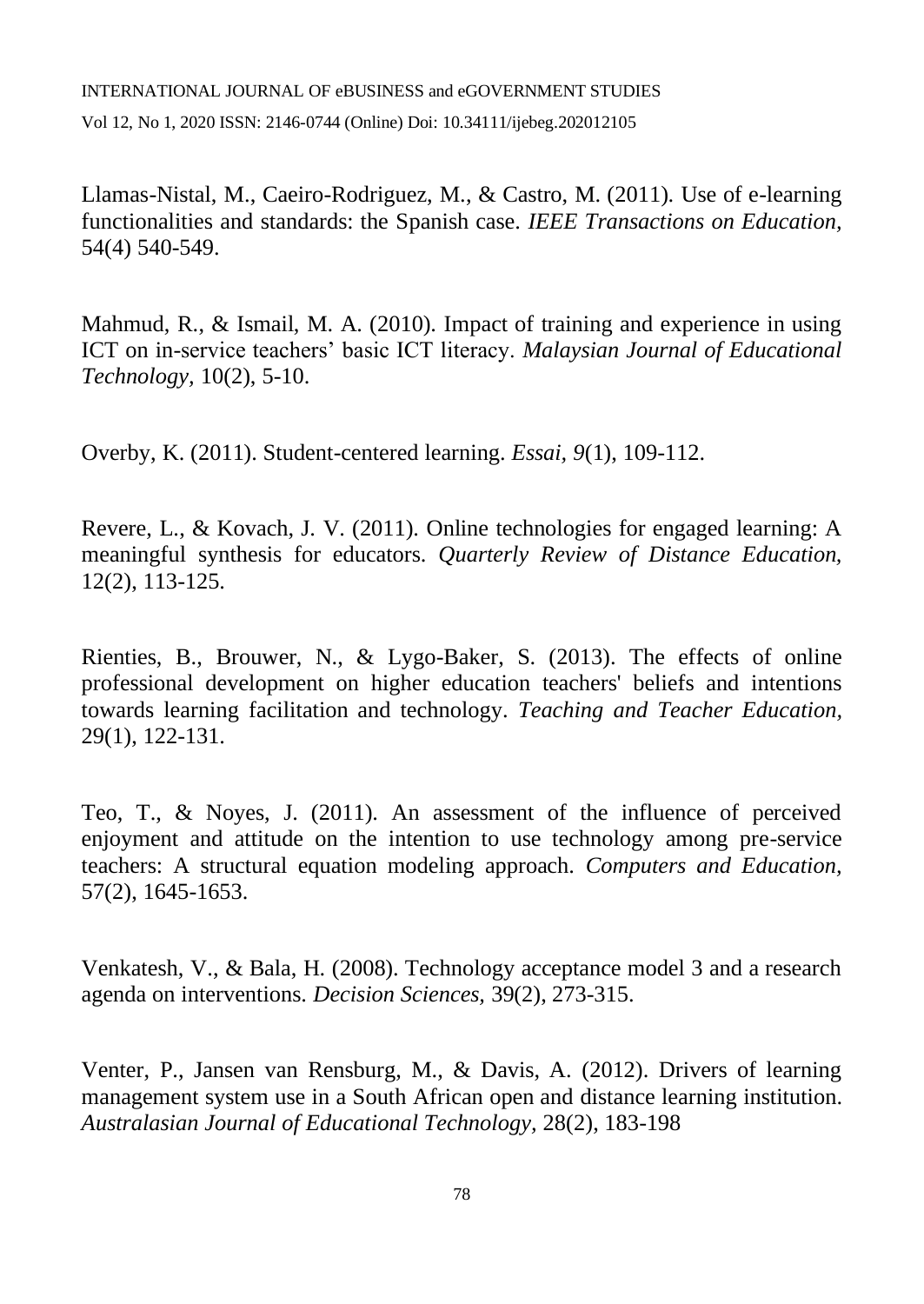Llamas-Nistal, M., Caeiro-Rodriguez, M., & Castro, M. (2011). Use of e-learning functionalities and standards: the Spanish case. *IEEE Transactions on Education,* 54(4) 540-549.

Mahmud, R., & Ismail, M. A. (2010). Impact of training and experience in using ICT on in-service teachers' basic ICT literacy. *Malaysian Journal of Educational Technology,* 10(2), 5-10.

Overby, K. (2011). Student-centered learning. *Essai, 9*(1), 109-112.

Revere, L., & Kovach, J. V. (2011). Online technologies for engaged learning: A meaningful synthesis for educators. *Quarterly Review of Distance Education,* 12(2), 113-125.

Rienties, B., Brouwer, N., & Lygo-Baker, S. (2013). The effects of online professional development on higher education teachers' beliefs and intentions towards learning facilitation and technology. *Teaching and Teacher Education,* 29(1), 122-131.

Teo, T., & Noyes, J. (2011). An assessment of the influence of perceived enjoyment and attitude on the intention to use technology among pre-service teachers: A structural equation modeling approach. *Computers and Education,* 57(2), 1645-1653.

Venkatesh, V., & Bala, H. (2008). Technology acceptance model 3 and a research agenda on interventions. *Decision Sciences,* 39(2), 273-315.

Venter, P., Jansen van Rensburg, M., & Davis, A. (2012). Drivers of learning management system use in a South African open and distance learning institution. *Australasian Journal of Educational Technology,* 28(2), 183-198